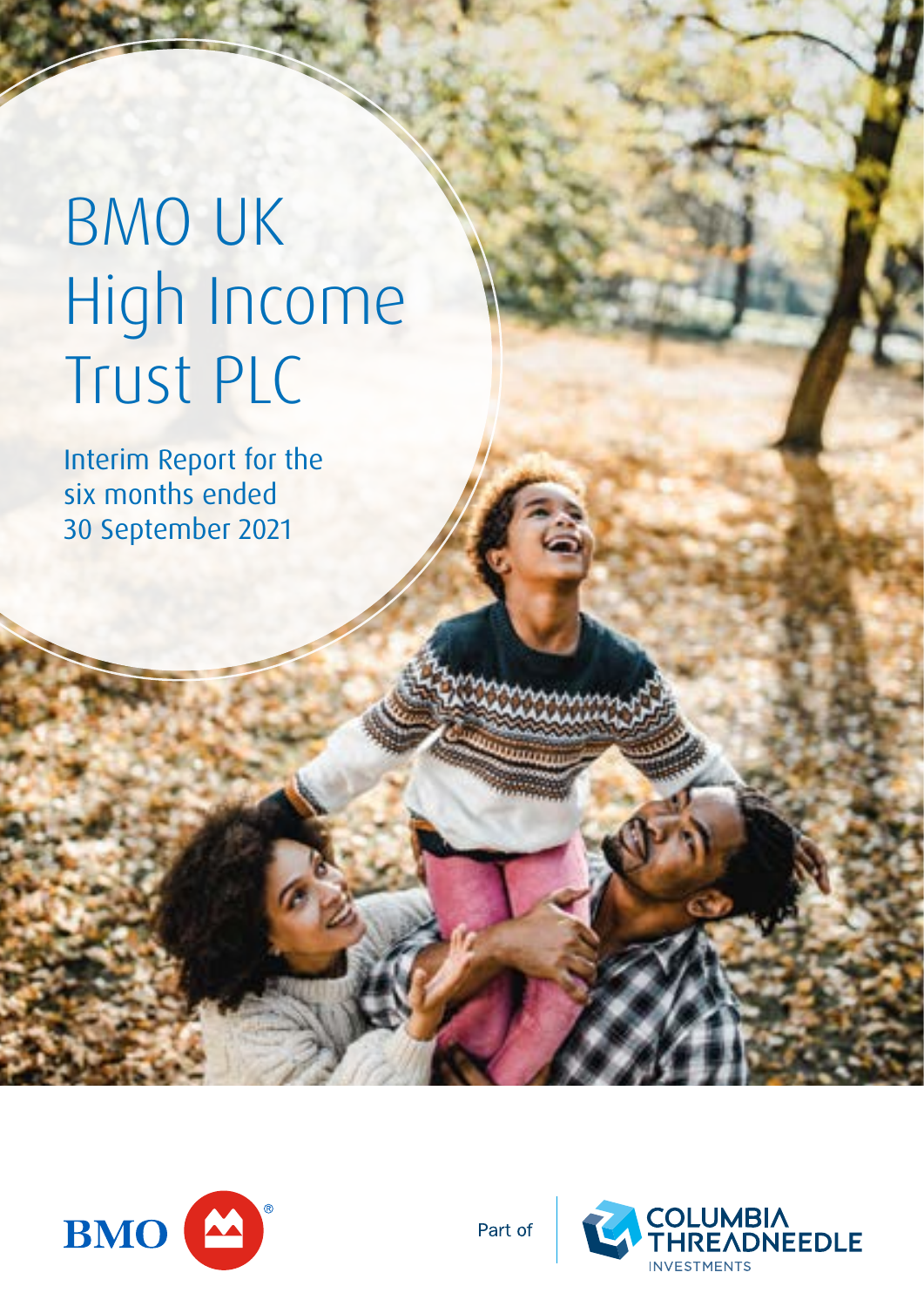# BMO UK High Income Trust PLC

Interim Report for the six months ended 30 September 2021

BMO

Part of COLUMBIA THREADNEEDLE INVESTMENTS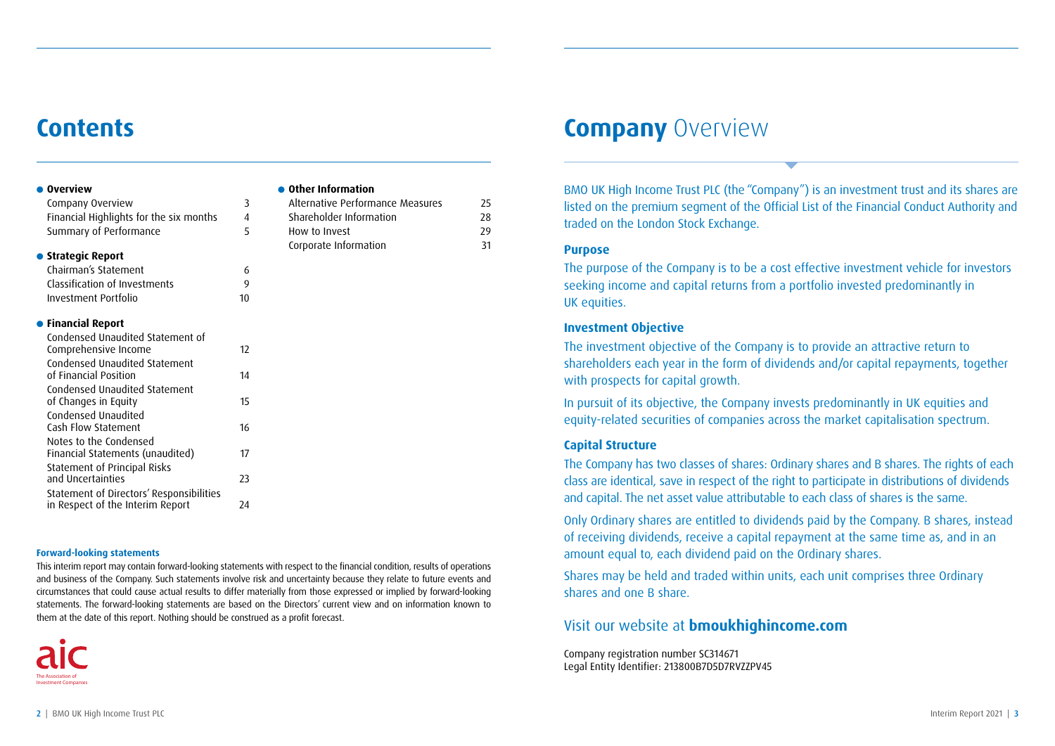# Contents

- **Overview**

| | |
|---|---|
| Company Overview | 3 |
| Financial Highlights for the six months | 4 |
| Summary of Performance | 5 |

- **Strategic Report**

| | |
|---|---|
| Chairman's Statement | 6 |
| Classification of Investments | 9 |
| Investment Portfolio | 10 |

- **Financial Report**

| | |
|---|---|
| Condensed Unaudited Statement of Comprehensive Income | 12 |
| Condensed Unaudited Statement of Financial Position | 14 |
| Condensed Unaudited Statement of Changes in Equity | 15 |
| Condensed Unaudited Cash Flow Statement | 16 |
| Notes to the Condensed Financial Statements (unaudited) | 17 |
| Statement of Principal Risks and Uncertainties | 23 |
| Statement of Directors' Responsibilities in Respect of the Interim Report | 24 |

- **Other Information**

| | |
|---|---|
| Alternative Performance Measures | 25 |
| Shareholder Information | 28 |
| How to Invest | 29 |
| Corporate Information | 31 |

**Forward-looking statements**

This interim report may contain forward-looking statements with respect to the financial condition, results of operations and business of the Company. Such statements involve risk and uncertainty because they relate to future events and circumstances that could cause actual results to differ materially from those expressed or implied by forward-looking statements. The forward-looking statements are based on the Directors' current view and on information known to them at the date of this report. Nothing should be construed as a profit forecast.

aic The Association of Investment Companies

# Company Overview

BMO UK High Income Trust PLC (the "Company") is an investment trust and its shares are listed on the premium segment of the Official List of the Financial Conduct Authority and traded on the London Stock Exchange.

### Purpose

The purpose of the Company is to be a cost effective investment vehicle for investors seeking income and capital returns from a portfolio invested predominantly in UK equities.

### Investment Objective

The investment objective of the Company is to provide an attractive return to shareholders each year in the form of dividends and/or capital repayments, together with prospects for capital growth.

In pursuit of its objective, the Company invests predominantly in UK equities and equity-related securities of companies across the market capitalisation spectrum.

### Capital Structure

The Company has two classes of shares: Ordinary shares and B shares. The rights of each class are identical, save in respect of the right to participate in distributions of dividends and capital. The net asset value attributable to each class of shares is the same.

Only Ordinary shares are entitled to dividends paid by the Company. B shares, instead of receiving dividends, receive a capital repayment at the same time as, and in an amount equal to, each dividend paid on the Ordinary shares.

Shares may be held and traded within units, each unit comprises three Ordinary shares and one B share.

## Visit our website at **bmoukhighincome.com**

Company registration number SC314671
Legal Entity Identifier: 213800B7D5D7RVZZPV45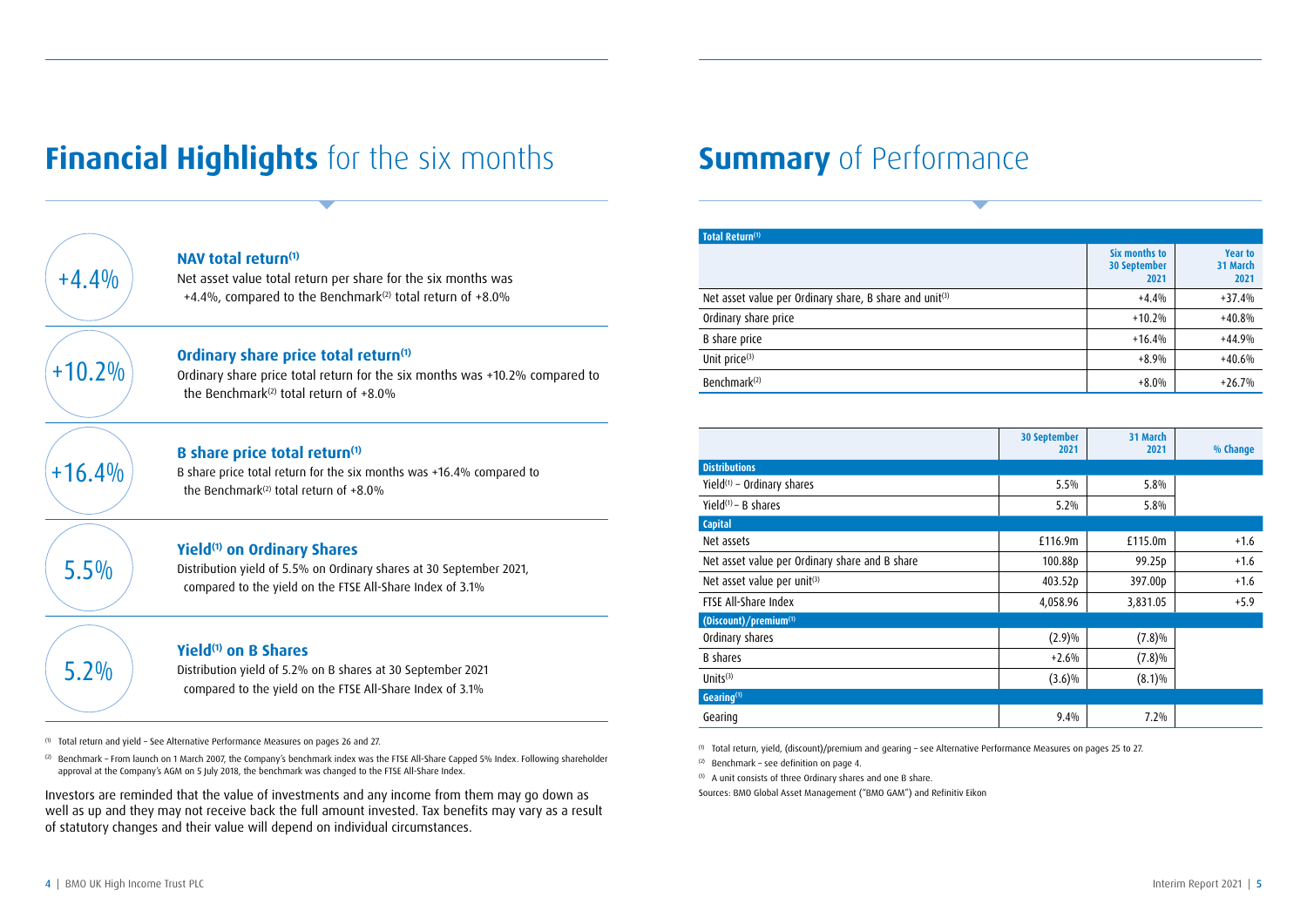# **Financial Highlights** for the six months

+4.4%

### NAV total return[(1)]

Net asset value total return per share for the six months was +4.4%, compared to the Benchmark[(2)] total return of +8.0%

+10.2%

### Ordinary share price total return[(1)]

Ordinary share price total return for the six months was +10.2% compared to the Benchmark[(2)] total return of +8.0%

+16.4%

### B share price total return[(1)]

B share price total return for the six months was +16.4% compared to the Benchmark[(2)] total return of +8.0%

5.5%

### Yield[(1)] on Ordinary Shares

Distribution yield of 5.5% on Ordinary shares at 30 September 2021, compared to the yield on the FTSE All-Share Index of 3.1%

5.2%

### Yield[(1)] on B Shares

Distribution yield of 5.2% on B shares at 30 September 2021 compared to the yield on the FTSE All-Share Index of 3.1%

[(1)] Total return and yield – See Alternative Performance Measures on pages 26 and 27.

[(2)] Benchmark – From launch on 1 March 2007, the Company's benchmark index was the FTSE All-Share Capped 5% Index. Following shareholder approval at the Company's AGM on 5 July 2018, the benchmark was changed to the FTSE All-Share Index.

Investors are reminded that the value of investments and any income from them may go down as well as up and they may not receive back the full amount invested. Tax benefits may vary as a result of statutory changes and their value will depend on individual circumstances.

# **Summary** of Performance

| Total Return[(1)] | Six months to 30 September 2021 | Year to 31 March 2021 |
|---|---|---|
| Net asset value per Ordinary share, B share and unit[(3)] | +4.4% | +37.4% |
| Ordinary share price | +10.2% | +40.8% |
| B share price | +16.4% | +44.9% |
| Unit price[(3)] | +8.9% | +40.6% |
| Benchmark[(2)] | +8.0% | +26.7% |

| | 30 September 2021 | 31 March 2021 | % Change |
|---|---|---|---|
| **Distributions** | | | |
| Yield[(1)] – Ordinary shares | 5.5% | 5.8% | |
| Yield[(1)] – B shares | 5.2% | 5.8% | |
| **Capital** | | | |
| Net assets | £116.9m | £115.0m | +1.6 |
| Net asset value per Ordinary share and B share | 100.88p | 99.25p | +1.6 |
| Net asset value per unit[(3)] | 403.52p | 397.00p | +1.6 |
| FTSE All-Share Index | 4,058.96 | 3,831.05 | +5.9 |
| **(Discount)/premium[(1)]** | | | |
| Ordinary shares | (2.9)% | (7.8)% | |
| B shares | +2.6% | (7.8)% | |
| Units[(3)] | (3.6)% | (8.1)% | |
| **Gearing[(1)]** | | | |
| Gearing | 9.4% | 7.2% | |

[(1)] Total return, yield, (discount)/premium and gearing – see Alternative Performance Measures on pages 25 to 27.

[(2)] Benchmark – see definition on page 4.

[(3)] A unit consists of three Ordinary shares and one B share.

Sources: BMO Global Asset Management ("BMO GAM") and Refinitiv Eikon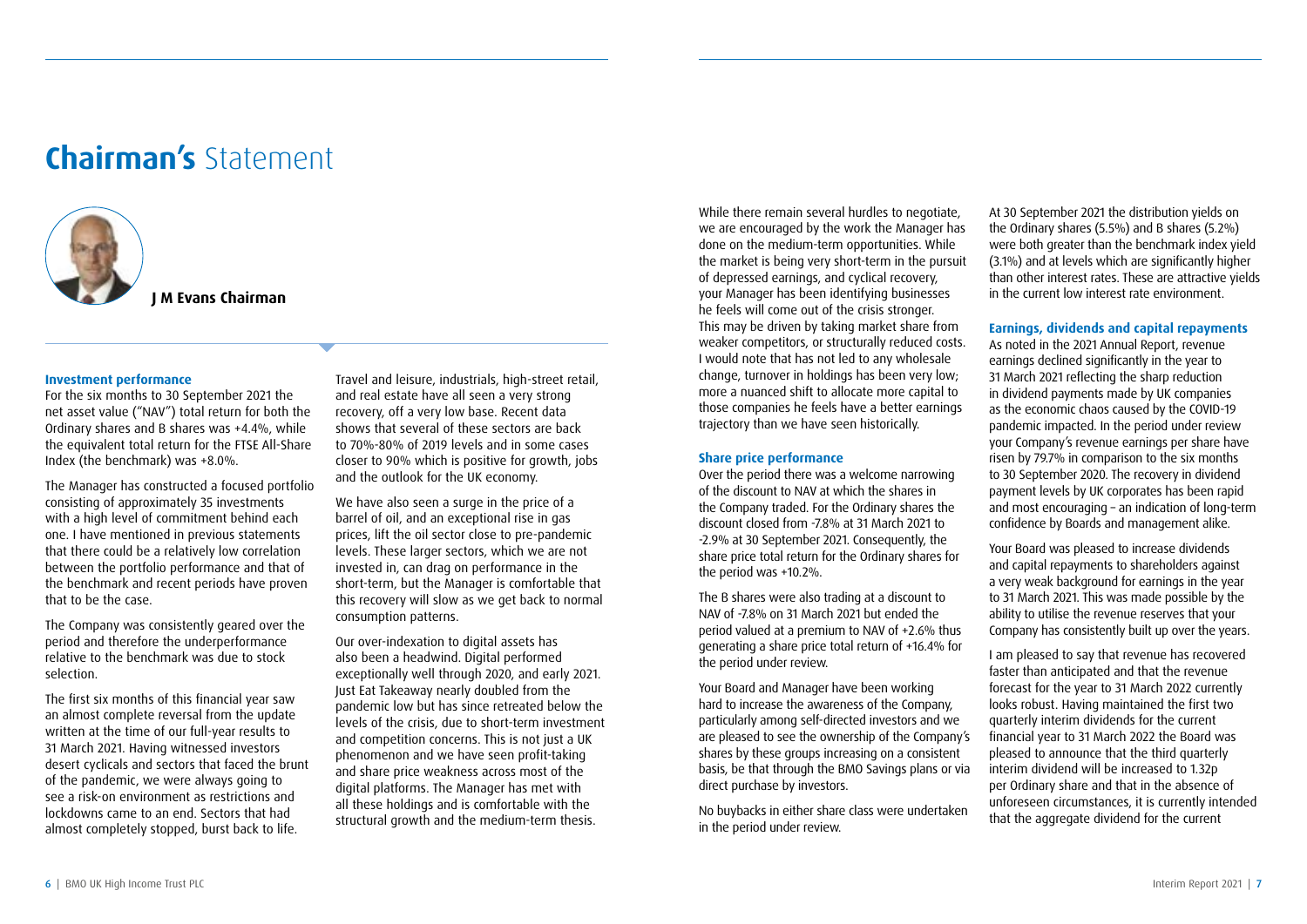# **Chairman's** Statement

**J M Evans Chairman**

### Investment performance

For the six months to 30 September 2021 the net asset value ("NAV") total return for both the Ordinary shares and B shares was +4.4%, while the equivalent total return for the FTSE All-Share Index (the benchmark) was +8.0%.

The Manager has constructed a focused portfolio consisting of approximately 35 investments with a high level of commitment behind each one. I have mentioned in previous statements that there could be a relatively low correlation between the portfolio performance and that of the benchmark and recent periods have proven that to be the case.

The Company was consistently geared over the period and therefore the underperformance relative to the benchmark was due to stock selection.

The first six months of this financial year saw an almost complete reversal from the update written at the time of our full-year results to 31 March 2021. Having witnessed investors desert cyclicals and sectors that faced the brunt of the pandemic, we were always going to see a risk-on environment as restrictions and lockdowns came to an end. Sectors that had almost completely stopped, burst back to life. Travel and leisure, industrials, high-street retail, and real estate have all seen a very strong recovery, off a very low base. Recent data shows that several of these sectors are back to 70%-80% of 2019 levels and in some cases closer to 90% which is positive for growth, jobs and the outlook for the UK economy.

We have also seen a surge in the price of a barrel of oil, and an exceptional rise in gas prices, lift the oil sector close to pre-pandemic levels. These larger sectors, which we are not invested in, can drag on performance in the short-term, but the Manager is comfortable that this recovery will slow as we get back to normal consumption patterns.

Our over-indexation to digital assets has also been a headwind. Digital performed exceptionally well through 2020, and early 2021. Just Eat Takeaway nearly doubled from the pandemic low but has since retreated below the levels of the crisis, due to short-term investment and competition concerns. This is not just a UK phenomenon and we have seen profit-taking and share price weakness across most of the digital platforms. The Manager has met with all these holdings and is comfortable with the structural growth and the medium-term thesis.

While there remain several hurdles to negotiate, we are encouraged by the work the Manager has done on the medium-term opportunities. While the market is being very short-term in the pursuit of depressed earnings, and cyclical recovery, your Manager has been identifying businesses he feels will come out of the crisis stronger. This may be driven by taking market share from weaker competitors, or structurally reduced costs. I would note that has not led to any wholesale change, turnover in holdings has been very low; more a nuanced shift to allocate more capital to those companies he feels have a better earnings trajectory than we have seen historically.

### Share price performance

Over the period there was a welcome narrowing of the discount to NAV at which the shares in the Company traded. For the Ordinary shares the discount closed from -7.8% at 31 March 2021 to -2.9% at 30 September 2021. Consequently, the share price total return for the Ordinary shares for the period was +10.2%.

The B shares were also trading at a discount to NAV of -7.8% on 31 March 2021 but ended the period valued at a premium to NAV of +2.6% thus generating a share price total return of +16.4% for the period under review.

Your Board and Manager have been working hard to increase the awareness of the Company, particularly among self-directed investors and we are pleased to see the ownership of the Company's shares by these groups increasing on a consistent basis, be that through the BMO Savings plans or via direct purchase by investors.

No buybacks in either share class were undertaken in the period under review.

At 30 September 2021 the distribution yields on the Ordinary shares (5.5%) and B shares (5.2%) were both greater than the benchmark index yield (3.1%) and at levels which are significantly higher than other interest rates. These are attractive yields in the current low interest rate environment.

### Earnings, dividends and capital repayments

As noted in the 2021 Annual Report, revenue earnings declined significantly in the year to 31 March 2021 reflecting the sharp reduction in dividend payments made by UK companies as the economic chaos caused by the COVID-19 pandemic impacted. In the period under review your Company's revenue earnings per share have risen by 79.7% in comparison to the six months to 30 September 2020. The recovery in dividend payment levels by UK corporates has been rapid and most encouraging – an indication of long-term confidence by Boards and management alike.

Your Board was pleased to increase dividends and capital repayments to shareholders against a very weak background for earnings in the year to 31 March 2021. This was made possible by the ability to utilise the revenue reserves that your Company has consistently built up over the years.

I am pleased to say that revenue has recovered faster than anticipated and that the revenue forecast for the year to 31 March 2022 currently looks robust. Having maintained the first two quarterly interim dividends for the current financial year to 31 March 2022 the Board was pleased to announce that the third quarterly interim dividend will be increased to 1.32p per Ordinary share and that in the absence of unforeseen circumstances, it is currently intended that the aggregate dividend for the current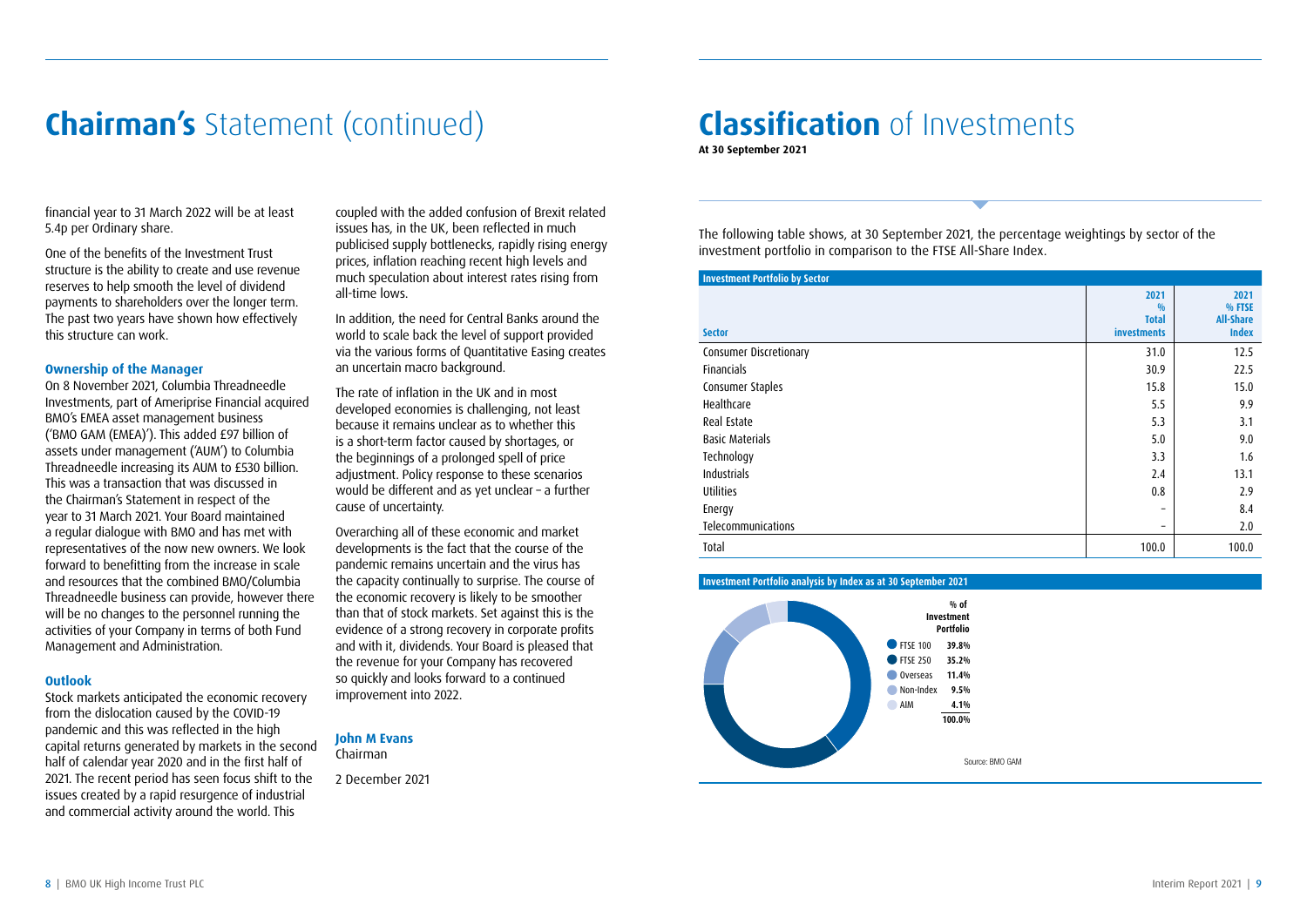# **Chairman's** Statement (continued)

financial year to 31 March 2022 will be at least 5.4p per Ordinary share.

One of the benefits of the Investment Trust structure is the ability to create and use revenue reserves to help smooth the level of dividend payments to shareholders over the longer term. The past two years have shown how effectively this structure can work.

### Ownership of the Manager

On 8 November 2021, Columbia Threadneedle Investments, part of Ameriprise Financial acquired BMO's EMEA asset management business ('BMO GAM (EMEA)'). This added £97 billion of assets under management ('AUM') to Columbia Threadneedle increasing its AUM to £530 billion. This was a transaction that was discussed in the Chairman's Statement in respect of the year to 31 March 2021. Your Board maintained a regular dialogue with BMO and has met with representatives of the now new owners. We look forward to benefitting from the increase in scale and resources that the combined BMO/Columbia Threadneedle business can provide, however there will be no changes to the personnel running the activities of your Company in terms of both Fund Management and Administration.

### Outlook

Stock markets anticipated the economic recovery from the dislocation caused by the COVID-19 pandemic and this was reflected in the high capital returns generated by markets in the second half of calendar year 2020 and in the first half of 2021. The recent period has seen focus shift to the issues created by a rapid resurgence of industrial and commercial activity around the world. This coupled with the added confusion of Brexit related issues has, in the UK, been reflected in much publicised supply bottlenecks, rapidly rising energy prices, inflation reaching recent high levels and much speculation about interest rates rising from all-time lows.

In addition, the need for Central Banks around the world to scale back the level of support provided via the various forms of Quantitative Easing creates an uncertain macro background.

The rate of inflation in the UK and in most developed economies is challenging, not least because it remains unclear as to whether this is a short-term factor caused by shortages, or the beginnings of a prolonged spell of price adjustment. Policy response to these scenarios would be different and as yet unclear – a further cause of uncertainty.

Overarching all of these economic and market developments is the fact that the course of the pandemic remains uncertain and the virus has the capacity continually to surprise. The course of the economic recovery is likely to be smoother than that of stock markets. Set against this is the evidence of a strong recovery in corporate profits and with it, dividends. Your Board is pleased that the revenue for your Company has recovered so quickly and looks forward to a continued improvement into 2022.

**John M Evans**
Chairman

2 December 2021

# **Classification** of Investments

**At 30 September 2021**

The following table shows, at 30 September 2021, the percentage weightings by sector of the investment portfolio in comparison to the FTSE All-Share Index.

**Investment Portfolio by Sector**

| Sector | 2021 % Total investments | 2021 % FTSE All-Share Index |
|---|---|---|
| Consumer Discretionary | 31.0 | 12.5 |
| Financials | 30.9 | 22.5 |
| Consumer Staples | 15.8 | 15.0 |
| Healthcare | 5.5 | 9.9 |
| Real Estate | 5.3 | 3.1 |
| Basic Materials | 5.0 | 9.0 |
| Technology | 3.3 | 1.6 |
| Industrials | 2.4 | 13.1 |
| Utilities | 0.8 | 2.9 |
| Energy | – | 8.4 |
| Telecommunications | – | 2.0 |
| Total | 100.0 | 100.0 |

**Investment Portfolio analysis by Index as at 30 September 2021**

| | % of Investment Portfolio |
|---|---|
| FTSE 100 | 39.8% |
| FTSE 250 | 35.2% |
| Overseas | 11.4% |
| Non-Index | 9.5% |
| AIM | 4.1% |
| | 100.0% |

Source: BMO GAM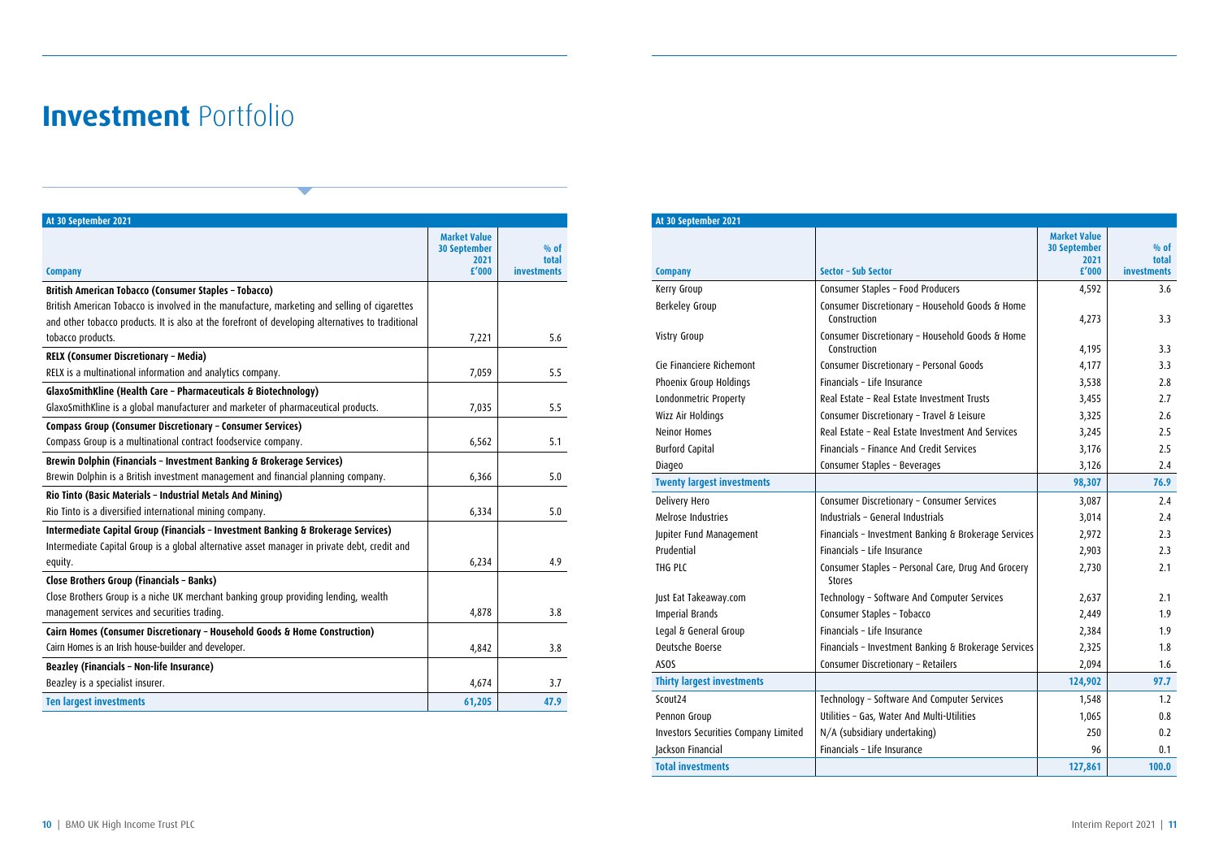# **Investment** Portfolio

| At 30 September 2021 | | |
|---|---|---|
| **Company** | **Market Value 30 September 2021 £'000** | **% of total investments** |
| **British American Tobacco (Consumer Staples – Tobacco)**<br>British American Tobacco is involved in the manufacture, marketing and selling of cigarettes and other tobacco products. It is also at the forefront of developing alternatives to traditional tobacco products. | 7,221 | 5.6 |
| **RELX (Consumer Discretionary – Media)**<br>RELX is a multinational information and analytics company. | 7,059 | 5.5 |
| **GlaxoSmithKline (Health Care – Pharmaceuticals & Biotechnology)**<br>GlaxoSmithKline is a global manufacturer and marketer of pharmaceutical products. | 7,035 | 5.5 |
| **Compass Group (Consumer Discretionary – Consumer Services)**<br>Compass Group is a multinational contract foodservice company. | 6,562 | 5.1 |
| **Brewin Dolphin (Financials – Investment Banking & Brokerage Services)**<br>Brewin Dolphin is a British investment management and financial planning company. | 6,366 | 5.0 |
| **Rio Tinto (Basic Materials – Industrial Metals And Mining)**<br>Rio Tinto is a diversified international mining company. | 6,334 | 5.0 |
| **Intermediate Capital Group (Financials – Investment Banking & Brokerage Services)**<br>Intermediate Capital Group is a global alternative asset manager in private debt, credit and equity. | 6,234 | 4.9 |
| **Close Brothers Group (Financials – Banks)**<br>Close Brothers Group is a niche UK merchant banking group providing lending, wealth management services and securities trading. | 4,878 | 3.8 |
| **Cairn Homes (Consumer Discretionary – Household Goods & Home Construction)**<br>Cairn Homes is an Irish house-builder and developer. | 4,842 | 3.8 |
| **Beazley (Financials – Non-life Insurance)**<br>Beazley is a specialist insurer. | 4,674 | 3.7 |
| **Ten largest investments** | **61,205** | **47.9** |

| At 30 September 2021 | | | |
|---|---|---|---|
| **Company** | **Sector – Sub Sector** | **Market Value 30 September 2021 £'000** | **% of total investments** |
| Kerry Group | Consumer Staples – Food Producers | 4,592 | 3.6 |
| Berkeley Group | Consumer Discretionary – Household Goods & Home Construction | 4,273 | 3.3 |
| Vistry Group | Consumer Discretionary – Household Goods & Home Construction | 4,195 | 3.3 |
| Cie Financiere Richemont | Consumer Discretionary – Personal Goods | 4,177 | 3.3 |
| Phoenix Group Holdings | Financials – Life Insurance | 3,538 | 2.8 |
| Londonmetric Property | Real Estate – Real Estate Investment Trusts | 3,455 | 2.7 |
| Wizz Air Holdings | Consumer Discretionary – Travel & Leisure | 3,325 | 2.6 |
| Neinor Homes | Real Estate – Real Estate Investment And Services | 3,245 | 2.5 |
| Burford Capital | Financials – Finance And Credit Services | 3,176 | 2.5 |
| Diageo | Consumer Staples – Beverages | 3,126 | 2.4 |
| **Twenty largest investments** | | **98,307** | **76.9** |
| Delivery Hero | Consumer Discretionary – Consumer Services | 3,087 | 2.4 |
| Melrose Industries | Industrials – General Industrials | 3,014 | 2.4 |
| Jupiter Fund Management | Financials – Investment Banking & Brokerage Services | 2,972 | 2.3 |
| Prudential | Financials – Life Insurance | 2,903 | 2.3 |
| THG PLC | Consumer Staples – Personal Care, Drug And Grocery Stores | 2,730 | 2.1 |
| Just Eat Takeaway.com | Technology – Software And Computer Services | 2,637 | 2.1 |
| Imperial Brands | Consumer Staples – Tobacco | 2,449 | 1.9 |
| Legal & General Group | Financials – Life Insurance | 2,384 | 1.9 |
| Deutsche Boerse | Financials – Investment Banking & Brokerage Services | 2,325 | 1.8 |
| ASOS | Consumer Discretionary – Retailers | 2,094 | 1.6 |
| **Thirty largest investments** | | **124,902** | **97.7** |
| Scout24 | Technology – Software And Computer Services | 1,548 | 1.2 |
| Pennon Group | Utilities – Gas, Water And Multi-Utilities | 1,065 | 0.8 |
| Investors Securities Company Limited | N/A (subsidiary undertaking) | 250 | 0.2 |
| Jackson Financial | Financials – Life Insurance | 96 | 0.1 |
| **Total investments** | | **127,861** | **100.0** |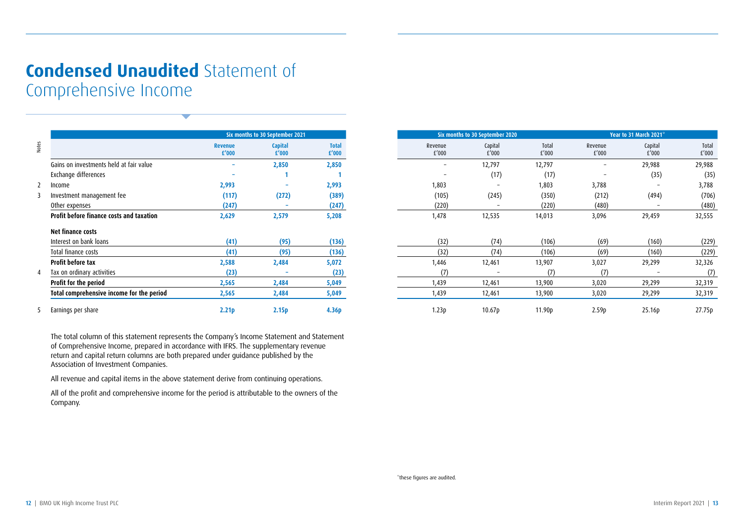# **Condensed Unaudited** Statement of Comprehensive Income

| Notes | | Six months to 30 September 2021 | | | Six months to 30 September 2020 | | | Year to 31 March 2021* | | |
|---|---|---|---|---|---|---|---|---|---|---|
| | | **Revenue £'000** | **Capital £'000** | **Total £'000** | Revenue £'000 | Capital £'000 | Total £'000 | Revenue £'000 | Capital £'000 | Total £'000 |
| | Gains on investments held at fair value | **–** | **2,850** | **2,850** | – | 12,797 | 12,797 | – | 29,988 | 29,988 |
| | Exchange differences | **–** | **1** | **1** | – | (17) | (17) | – | (35) | (35) |
| 2 | Income | **2,993** | **–** | **2,993** | 1,803 | – | 1,803 | 3,788 | – | 3,788 |
| 3 | Investment management fee | **(117)** | **(272)** | **(389)** | (105) | (245) | (350) | (212) | (494) | (706) |
| | Other expenses | **(247)** | **–** | **(247)** | (220) | – | (220) | (480) | – | (480) |
| | **Profit before finance costs and taxation** | **2,629** | **2,579** | **5,208** | 1,478 | 12,535 | 14,013 | 3,096 | 29,459 | 32,555 |
| | **Net finance costs** | | | | | | | | | |
| | Interest on bank loans | **(41)** | **(95)** | **(136)** | (32) | (74) | (106) | (69) | (160) | (229) |
| | Total finance costs | **(41)** | **(95)** | **(136)** | (32) | (74) | (106) | (69) | (160) | (229) |
| | **Profit before tax** | **2,588** | **2,484** | **5,072** | 1,446 | 12,461 | 13,907 | 3,027 | 29,299 | 32,326 |
| 4 | Tax on ordinary activities | **(23)** | **–** | **(23)** | (7) | – | (7) | (7) | – | (7) |
| | **Profit for the period** | **2,565** | **2,484** | **5,049** | 1,439 | 12,461 | 13,900 | 3,020 | 29,299 | 32,319 |
| | **Total comprehensive income for the period** | **2,565** | **2,484** | **5,049** | 1,439 | 12,461 | 13,900 | 3,020 | 29,299 | 32,319 |
| 5 | Earnings per share | **2.21p** | **2.15p** | **4.36p** | 1.23p | 10.67p | 11.90p | 2.59p | 25.16p | 27.75p |

The total column of this statement represents the Company's Income Statement and Statement of Comprehensive Income, prepared in accordance with IFRS. The supplementary revenue return and capital return columns are both prepared under guidance published by the Association of Investment Companies.

All revenue and capital items in the above statement derive from continuing operations.

All of the profit and comprehensive income for the period is attributable to the owners of the Company.

*these figures are audited.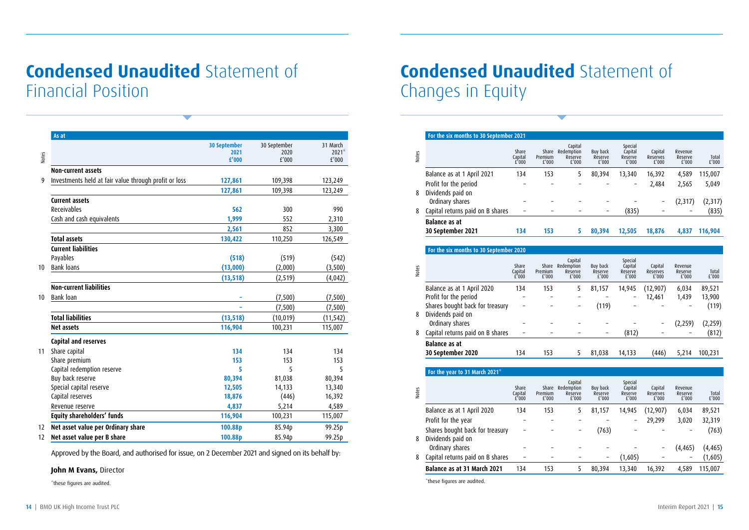# **Condensed Unaudited** Statement of Financial Position

| Notes | As at | 30 September 2021 £'000 | 30 September 2020 £'000 | 31 March 2021* £'000 |
|---|---|---|---|---|
| | **Non-current assets** | | | |
| 9 | Investments held at fair value through profit or loss | **127,861** | 109,398 | 123,249 |
| | | **127,861** | 109,398 | 123,249 |
| | **Current assets** | | | |
| | Receivables | **562** | 300 | 990 |
| | Cash and cash equivalents | **1,999** | 552 | 2,310 |
| | | **2,561** | 852 | 3,300 |
| | **Total assets** | **130,422** | 110,250 | 126,549 |
| | **Current liabilities** | | | |
| | Payables | **(518)** | (519) | (542) |
| 10 | Bank loans | **(13,000)** | (2,000) | (3,500) |
| | | **(13,518)** | (2,519) | (4,042) |
| | **Non-current liabilities** | | | |
| 10 | Bank loan | **–** | (7,500) | (7,500) |
| | | **–** | (7,500) | (7,500) |
| | **Total liabilities** | **(13,518)** | (10,019) | (11,542) |
| | **Net assets** | **116,904** | 100,231 | 115,007 |
| | **Capital and reserves** | | | |
| 11 | Share capital | **134** | 134 | 134 |
| | Share premium | **153** | 153 | 153 |
| | Capital redemption reserve | **5** | 5 | 5 |
| | Buy back reserve | **80,394** | 81,038 | 80,394 |
| | Special capital reserve | **12,505** | 14,133 | 13,340 |
| | Capital reserves | **18,876** | (446) | 16,392 |
| | Revenue reserve | **4,837** | 5,214 | 4,589 |
| | **Equity shareholders' funds** | **116,904** | 100,231 | 115,007 |
| 12 | **Net asset value per Ordinary share** | **100.88p** | 85.94p | 99.25p |
| 12 | **Net asset value per B share** | **100.88p** | 85.94p | 99.25p |

Approved by the Board, and authorised for issue, on 2 December 2021 and signed on its behalf by:

**John M Evans,** Director

*these figures are audited.

# **Condensed Unaudited** Statement of Changes in Equity

**For the six months to 30 September 2021**

| Notes | | Share Capital £'000 | Share Premium £'000 | Capital Redemption Reserve £'000 | Buy back Reserve £'000 | Special Capital Reserve £'000 | Capital Reserves £'000 | Revenue Reserve £'000 | Total £'000 |
|---|---|---|---|---|---|---|---|---|---|
| | Balance as at 1 April 2021 | 134 | 153 | 5 | 80,394 | 13,340 | 16,392 | 4,589 | 115,007 |
| | Profit for the period | – | – | – | – | – | 2,484 | 2,565 | 5,049 |
| 8 | Dividends paid on Ordinary shares | – | – | – | – | – | – | (2,317) | (2,317) |
| 8 | Capital returns paid on B shares | – | – | – | – | (835) | – | – | (835) |
| | **Balance as at 30 September 2021** | **134** | **153** | **5** | **80,394** | **12,505** | **18,876** | **4,837** | **116,904** |

**For the six months to 30 September 2020**

| Notes | | Share Capital £'000 | Share Premium £'000 | Capital Redemption Reserve £'000 | Buy back Reserve £'000 | Special Capital Reserve £'000 | Capital Reserves £'000 | Revenue Reserve £'000 | Total £'000 |
|---|---|---|---|---|---|---|---|---|---|
| | Balance as at 1 April 2020 | 134 | 153 | 5 | 81,157 | 14,945 | (12,907) | 6,034 | 89,521 |
| | Profit for the period | – | – | – | – | – | 12,461 | 1,439 | 13,900 |
| | Shares bought back for treasury | – | – | – | (119) | – | – | – | (119) |
| 8 | Dividends paid on Ordinary shares | – | – | – | – | – | – | (2,259) | (2,259) |
| 8 | Capital returns paid on B shares | – | – | – | – | (812) | – | – | (812) |
| | **Balance as at 30 September 2020** | 134 | 153 | 5 | 81,038 | 14,133 | (446) | 5,214 | 100,231 |

**For the year to 31 March 2021***

| Notes | | Share Capital £'000 | Share Premium £'000 | Capital Redemption Reserve £'000 | Buy back Reserve £'000 | Special Capital Reserve £'000 | Capital Reserves £'000 | Revenue Reserve £'000 | Total £'000 |
|---|---|---|---|---|---|---|---|---|---|
| | Balance as at 1 April 2020 | 134 | 153 | 5 | 81,157 | 14,945 | (12,907) | 6,034 | 89,521 |
| | Profit for the year | – | – | – | – | – | 29,299 | 3,020 | 32,319 |
| | Shares bought back for treasury | – | – | – | (763) | – | – | – | (763) |
| 8 | Dividends paid on Ordinary shares | – | – | – | – | – | – | (4,465) | (4,465) |
| 8 | Capital returns paid on B shares | – | – | – | – | (1,605) | – | – | (1,605) |
| | **Balance as at 31 March 2021** | 134 | 153 | 5 | 80,394 | 13,340 | 16,392 | 4,589 | 115,007 |

*these figures are audited.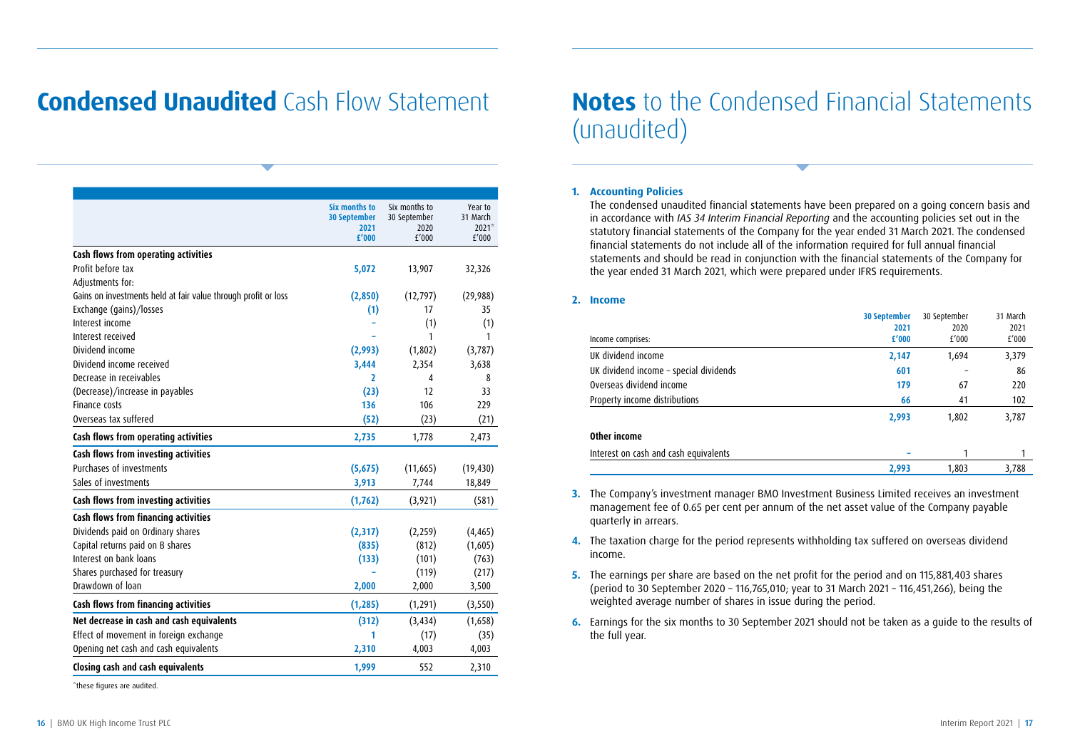# **Condensed Unaudited** Cash Flow Statement

| | Six months to 30 September 2021 £'000 | Six months to 30 September 2020 £'000 | Year to 31 March 2021* £'000 |
|---|---|---|---|
| **Cash flows from operating activities** | | | |
| Profit before tax | 5,072 | 13,907 | 32,326 |
| Adjustments for: | | | |
| Gains on investments held at fair value through profit or loss | (2,850) | (12,797) | (29,988) |
| Exchange (gains)/losses | (1) | 17 | 35 |
| Interest income | – | (1) | (1) |
| Interest received | – | 1 | 1 |
| Dividend income | (2,993) | (1,802) | (3,787) |
| Dividend income received | 3,444 | 2,354 | 3,638 |
| Decrease in receivables | 2 | 4 | 8 |
| (Decrease)/increase in payables | (23) | 12 | 33 |
| Finance costs | 136 | 106 | 229 |
| Overseas tax suffered | (52) | (23) | (21) |
| **Cash flows from operating activities** | 2,735 | 1,778 | 2,473 |
| **Cash flows from investing activities** | | | |
| Purchases of investments | (5,675) | (11,665) | (19,430) |
| Sales of investments | 3,913 | 7,744 | 18,849 |
| **Cash flows from investing activities** | (1,762) | (3,921) | (581) |
| **Cash flows from financing activities** | | | |
| Dividends paid on Ordinary shares | (2,317) | (2,259) | (4,465) |
| Capital returns paid on B shares | (835) | (812) | (1,605) |
| Interest on bank loans | (133) | (101) | (763) |
| Shares purchased for treasury | – | (119) | (217) |
| Drawdown of loan | 2,000 | 2,000 | 3,500 |
| **Cash flows from financing activities** | (1,285) | (1,291) | (3,550) |
| **Net decrease in cash and cash equivalents** | (312) | (3,434) | (1,658) |
| Effect of movement in foreign exchange | 1 | (17) | (35) |
| Opening net cash and cash equivalents | 2,310 | 4,003 | 4,003 |
| **Closing cash and cash equivalents** | 1,999 | 552 | 2,310 |

*these figures are audited.

# **Notes** to the Condensed Financial Statements (unaudited)

**1. Accounting Policies**

The condensed unaudited financial statements have been prepared on a going concern basis and in accordance with *IAS 34 Interim Financial Reporting* and the accounting policies set out in the statutory financial statements of the Company for the year ended 31 March 2021. The condensed financial statements do not include all of the information required for full annual financial statements and should be read in conjunction with the financial statements of the Company for the year ended 31 March 2021, which were prepared under IFRS requirements.

**2. Income**

| Income comprises: | 30 September 2021 £'000 | 30 September 2020 £'000 | 31 March 2021 £'000 |
|---|---|---|---|
| UK dividend income | 2,147 | 1,694 | 3,379 |
| UK dividend income – special dividends | 601 | – | 86 |
| Overseas dividend income | 179 | 67 | 220 |
| Property income distributions | 66 | 41 | 102 |
| | 2,993 | 1,802 | 3,787 |
| **Other income** | | | |
| Interest on cash and cash equivalents | – | 1 | 1 |
| | 2,993 | 1,803 | 3,788 |

**3.** The Company's investment manager BMO Investment Business Limited receives an investment management fee of 0.65 per cent per annum of the net asset value of the Company payable quarterly in arrears.

**4.** The taxation charge for the period represents withholding tax suffered on overseas dividend income.

**5.** The earnings per share are based on the net profit for the period and on 115,881,403 shares (period to 30 September 2020 – 116,765,010; year to 31 March 2021 – 116,451,266), being the weighted average number of shares in issue during the period.

**6.** Earnings for the six months to 30 September 2021 should not be taken as a guide to the results of the full year.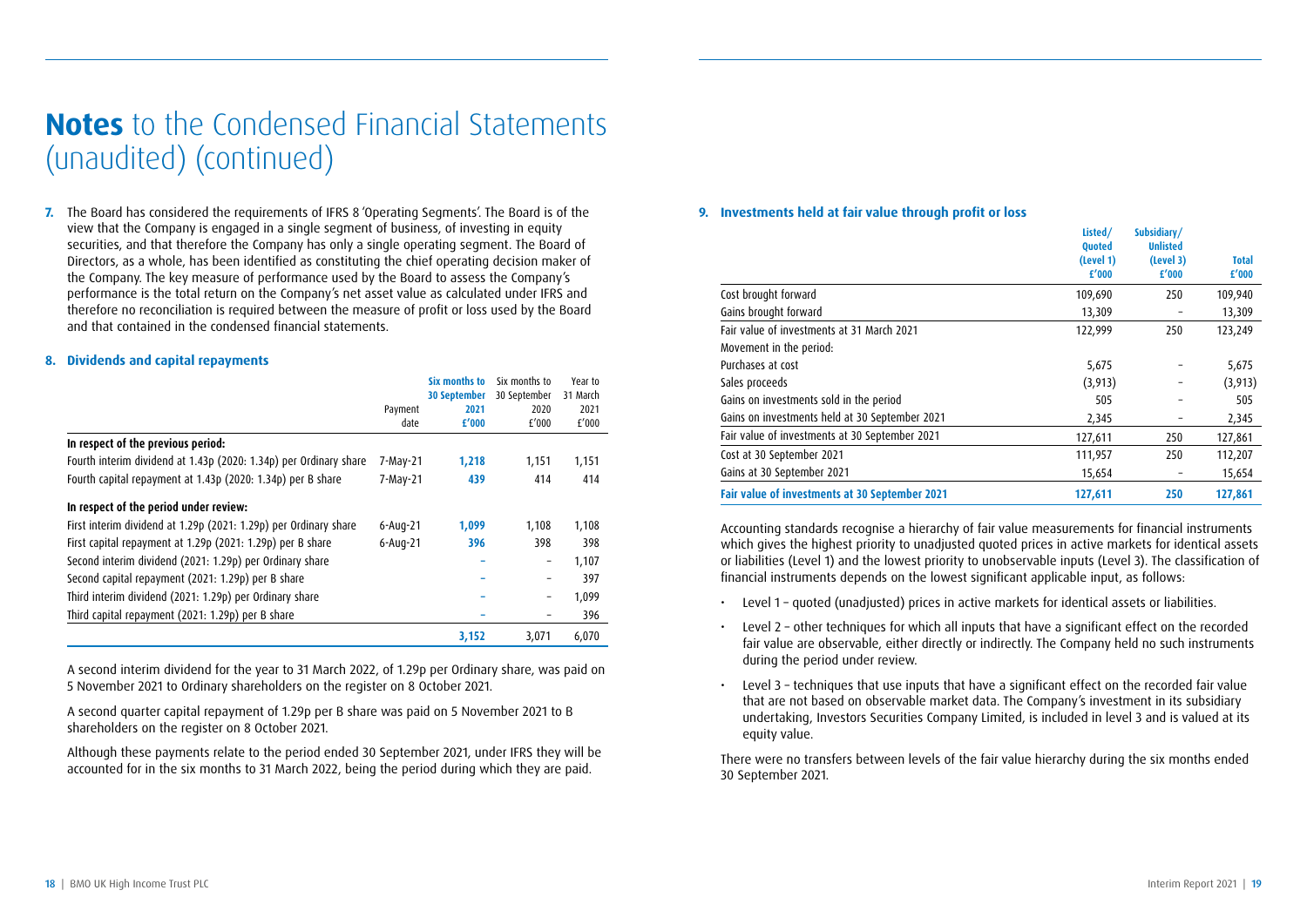# **Notes** to the Condensed Financial Statements (unaudited) (continued)

**7.** The Board has considered the requirements of IFRS 8 'Operating Segments'. The Board is of the view that the Company is engaged in a single segment of business, of investing in equity securities, and that therefore the Company has only a single operating segment. The Board of Directors, as a whole, has been identified as constituting the chief operating decision maker of the Company. The key measure of performance used by the Board to assess the Company's performance is the total return on the Company's net asset value as calculated under IFRS and therefore no reconciliation is required between the measure of profit or loss used by the Board and that contained in the condensed financial statements.

**8. Dividends and capital repayments**

| | Payment date | **Six months to 30 September 2021 £'000** | Six months to 30 September 2020 £'000 | Year to 31 March 2021 £'000 |
|---|---|---|---|---|
| **In respect of the previous period:** | | | | |
| Fourth interim dividend at 1.43p (2020: 1.34p) per Ordinary share | 7-May-21 | **1,218** | 1,151 | 1,151 |
| Fourth capital repayment at 1.43p (2020: 1.34p) per B share | 7-May-21 | **439** | 414 | 414 |
| **In respect of the period under review:** | | | | |
| First interim dividend at 1.29p (2021: 1.29p) per Ordinary share | 6-Aug-21 | **1,099** | 1,108 | 1,108 |
| First capital repayment at 1.29p (2021: 1.29p) per B share | 6-Aug-21 | **396** | 398 | 398 |
| Second interim dividend (2021: 1.29p) per Ordinary share | | **–** | – | 1,107 |
| Second capital repayment (2021: 1.29p) per B share | | **–** | – | 397 |
| Third interim dividend (2021: 1.29p) per Ordinary share | | **–** | – | 1,099 |
| Third capital repayment (2021: 1.29p) per B share | | **–** | – | 396 |
| | | **3,152** | 3,071 | 6,070 |

A second interim dividend for the year to 31 March 2022, of 1.29p per Ordinary share, was paid on 5 November 2021 to Ordinary shareholders on the register on 8 October 2021.

A second quarter capital repayment of 1.29p per B share was paid on 5 November 2021 to B shareholders on the register on 8 October 2021.

Although these payments relate to the period ended 30 September 2021, under IFRS they will be accounted for in the six months to 31 March 2022, being the period during which they are paid.

**9. Investments held at fair value through profit or loss**

| | **Listed/ Quoted (Level 1) £'000** | **Subsidiary/ Unlisted (Level 3) £'000** | **Total £'000** |
|---|---|---|---|
| Cost brought forward | 109,690 | 250 | 109,940 |
| Gains brought forward | 13,309 | – | 13,309 |
| Fair value of investments at 31 March 2021 | 122,999 | 250 | 123,249 |
| Movement in the period: | | | |
| Purchases at cost | 5,675 | – | 5,675 |
| Sales proceeds | (3,913) | – | (3,913) |
| Gains on investments sold in the period | 505 | – | 505 |
| Gains on investments held at 30 September 2021 | 2,345 | – | 2,345 |
| Fair value of investments at 30 September 2021 | 127,611 | 250 | 127,861 |
| Cost at 30 September 2021 | 111,957 | 250 | 112,207 |
| Gains at 30 September 2021 | 15,654 | – | 15,654 |
| **Fair value of investments at 30 September 2021** | **127,611** | **250** | **127,861** |

Accounting standards recognise a hierarchy of fair value measurements for financial instruments which gives the highest priority to unadjusted quoted prices in active markets for identical assets or liabilities (Level 1) and the lowest priority to unobservable inputs (Level 3). The classification of financial instruments depends on the lowest significant applicable input, as follows:

- Level 1 – quoted (unadjusted) prices in active markets for identical assets or liabilities.
- Level 2 – other techniques for which all inputs that have a significant effect on the recorded fair value are observable, either directly or indirectly. The Company held no such instruments during the period under review.
- Level 3 – techniques that use inputs that have a significant effect on the recorded fair value that are not based on observable market data. The Company's investment in its subsidiary undertaking, Investors Securities Company Limited, is included in level 3 and is valued at its equity value.

There were no transfers between levels of the fair value hierarchy during the six months ended 30 September 2021.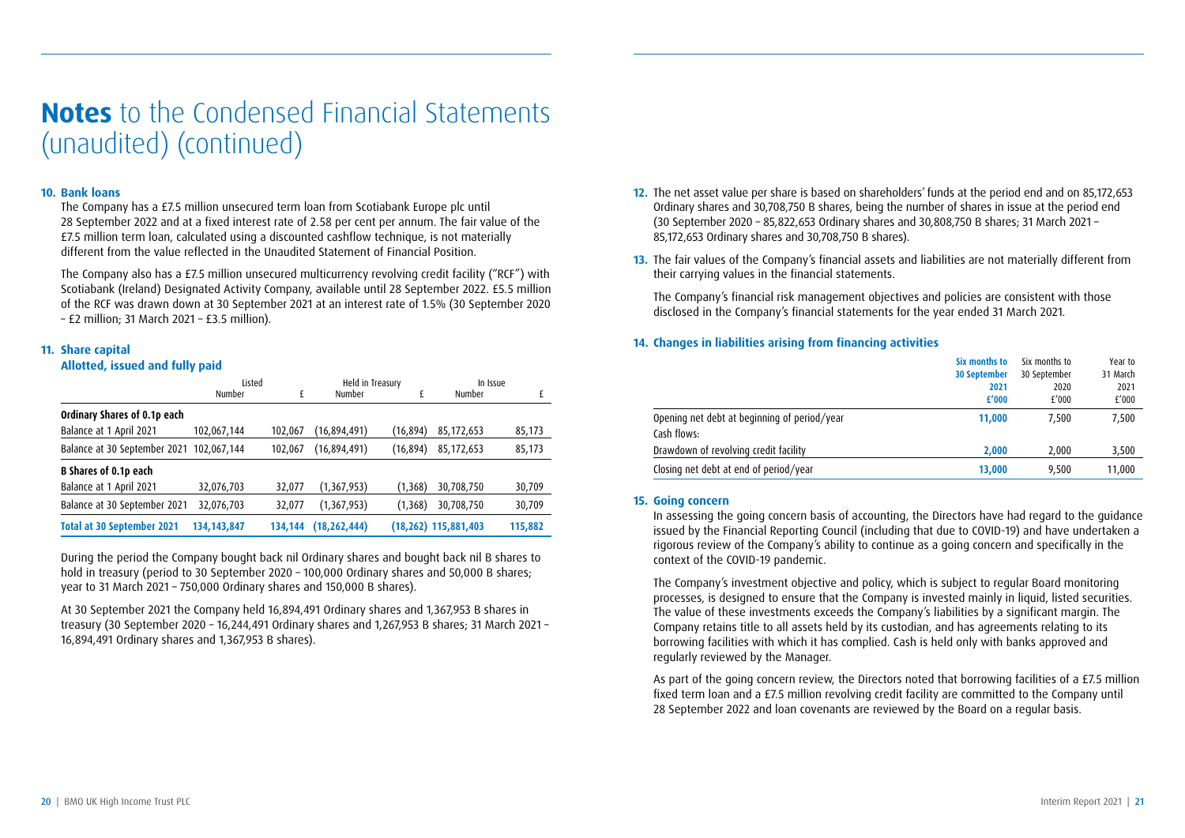# **Notes** to the Condensed Financial Statements (unaudited) (continued)

### 10. Bank loans

The Company has a £7.5 million unsecured term loan from Scotiabank Europe plc until 28 September 2022 and at a fixed interest rate of 2.58 per cent per annum. The fair value of the £7.5 million term loan, calculated using a discounted cashflow technique, is not materially different from the value reflected in the Unaudited Statement of Financial Position.

The Company also has a £7.5 million unsecured multicurrency revolving credit facility ("RCF") with Scotiabank (Ireland) Designated Activity Company, available until 28 September 2022. £5.5 million of the RCF was drawn down at 30 September 2021 at an interest rate of 1.5% (30 September 2020 – £2 million; 31 March 2021 – £3.5 million).

### 11. Share capital

**Allotted, issued and fully paid**

| | Listed | | Held in Treasury | | In Issue | |
|---|---|---|---|---|---|---|
| | Number | £ | Number | £ | Number | £ |
| **Ordinary Shares of 0.1p each** | | | | | | |
| Balance at 1 April 2021 | 102,067,144 | 102,067 | (16,894,491) | (16,894) | 85,172,653 | 85,173 |
| Balance at 30 September 2021 | 102,067,144 | 102,067 | (16,894,491) | (16,894) | 85,172,653 | 85,173 |
| **B Shares of 0.1p each** | | | | | | |
| Balance at 1 April 2021 | 32,076,703 | 32,077 | (1,367,953) | (1,368) | 30,708,750 | 30,709 |
| Balance at 30 September 2021 | 32,076,703 | 32,077 | (1,367,953) | (1,368) | 30,708,750 | 30,709 |
| **Total at 30 September 2021** | **134,143,847** | **134,144** | **(18,262,444)** | **(18,262)** | **115,881,403** | **115,882** |

During the period the Company bought back nil Ordinary shares and bought back nil B shares to hold in treasury (period to 30 September 2020 – 100,000 Ordinary shares and 50,000 B shares; year to 31 March 2021 – 750,000 Ordinary shares and 150,000 B shares).

At 30 September 2021 the Company held 16,894,491 Ordinary shares and 1,367,953 B shares in treasury (30 September 2020 – 16,244,491 Ordinary shares and 1,267,953 B shares; 31 March 2021 – 16,894,491 Ordinary shares and 1,367,953 B shares).

**12.** The net asset value per share is based on shareholders' funds at the period end and on 85,172,653 Ordinary shares and 30,708,750 B shares, being the number of shares in issue at the period end (30 September 2020 – 85,822,653 Ordinary shares and 30,808,750 B shares; 31 March 2021 – 85,172,653 Ordinary shares and 30,708,750 B shares).

**13.** The fair values of the Company's financial assets and liabilities are not materially different from their carrying values in the financial statements.

The Company's financial risk management objectives and policies are consistent with those disclosed in the Company's financial statements for the year ended 31 March 2021.

### 14. Changes in liabilities arising from financing activities

| | **Six months to 30 September 2021 £'000** | Six months to 30 September 2020 £'000 | Year to 31 March 2021 £'000 |
|---|---|---|---|
| Opening net debt at beginning of period/year | **11,000** | 7,500 | 7,500 |
| Cash flows: | | | |
| Drawdown of revolving credit facility | **2,000** | 2,000 | 3,500 |
| Closing net debt at end of period/year | **13,000** | 9,500 | 11,000 |

### 15. Going concern

In assessing the going concern basis of accounting, the Directors have had regard to the guidance issued by the Financial Reporting Council (including that due to COVID-19) and have undertaken a rigorous review of the Company's ability to continue as a going concern and specifically in the context of the COVID-19 pandemic.

The Company's investment objective and policy, which is subject to regular Board monitoring processes, is designed to ensure that the Company is invested mainly in liquid, listed securities. The value of these investments exceeds the Company's liabilities by a significant margin. The Company retains title to all assets held by its custodian, and has agreements relating to its borrowing facilities with which it has complied. Cash is held only with banks approved and regularly reviewed by the Manager.

As part of the going concern review, the Directors noted that borrowing facilities of a £7.5 million fixed term loan and a £7.5 million revolving credit facility are committed to the Company until 28 September 2022 and loan covenants are reviewed by the Board on a regular basis.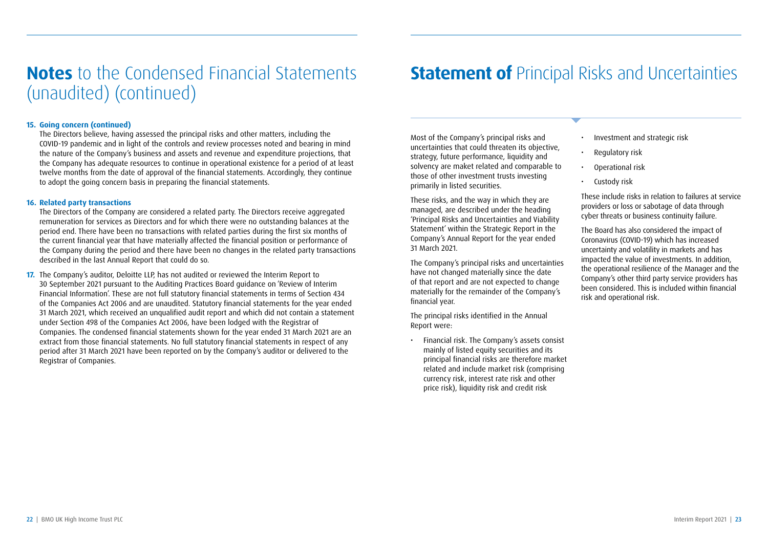# **Notes** to the Condensed Financial Statements (unaudited) (continued)

**15. Going concern (continued)**

The Directors believe, having assessed the principal risks and other matters, including the COVID-19 pandemic and in light of the controls and review processes noted and bearing in mind the nature of the Company's business and assets and revenue and expenditure projections, that the Company has adequate resources to continue in operational existence for a period of at least twelve months from the date of approval of the financial statements. Accordingly, they continue to adopt the going concern basis in preparing the financial statements.

**16. Related party transactions**

The Directors of the Company are considered a related party. The Directors receive aggregated remuneration for services as Directors and for which there were no outstanding balances at the period end. There have been no transactions with related parties during the first six months of the current financial year that have materially affected the financial position or performance of the Company during the period and there have been no changes in the related party transactions described in the last Annual Report that could do so.

**17.** The Company's auditor, Deloitte LLP, has not audited or reviewed the Interim Report to 30 September 2021 pursuant to the Auditing Practices Board guidance on 'Review of Interim Financial Information'. These are not full statutory financial statements in terms of Section 434 of the Companies Act 2006 and are unaudited. Statutory financial statements for the year ended 31 March 2021, which received an unqualified audit report and which did not contain a statement under Section 498 of the Companies Act 2006, have been lodged with the Registrar of Companies. The condensed financial statements shown for the year ended 31 March 2021 are an extract from those financial statements. No full statutory financial statements in respect of any period after 31 March 2021 have been reported on by the Company's auditor or delivered to the Registrar of Companies.

# **Statement of** Principal Risks and Uncertainties

Most of the Company's principal risks and uncertainties that could threaten its objective, strategy, future performance, liquidity and solvency are maket related and comparable to those of other investment trusts investing primarily in listed securities.

These risks, and the way in which they are managed, are described under the heading 'Principal Risks and Uncertainties and Viability Statement' within the Strategic Report in the Company's Annual Report for the year ended 31 March 2021.

The Company's principal risks and uncertainties have not changed materially since the date of that report and are not expected to change materially for the remainder of the Company's financial year.

The principal risks identified in the Annual Report were:

- Financial risk. The Company's assets consist mainly of listed equity securities and its principal financial risks are therefore market related and include market risk (comprising currency risk, interest rate risk and other price risk), liquidity risk and credit risk
- Investment and strategic risk
- Regulatory risk
- Operational risk
- Custody risk

These include risks in relation to failures at service providers or loss or sabotage of data through cyber threats or business continuity failure.

The Board has also considered the impact of Coronavirus (COVID-19) which has increased uncertainty and volatility in markets and has impacted the value of investments. In addition, the operational resilience of the Manager and the Company's other third party service providers has been considered. This is included within financial risk and operational risk.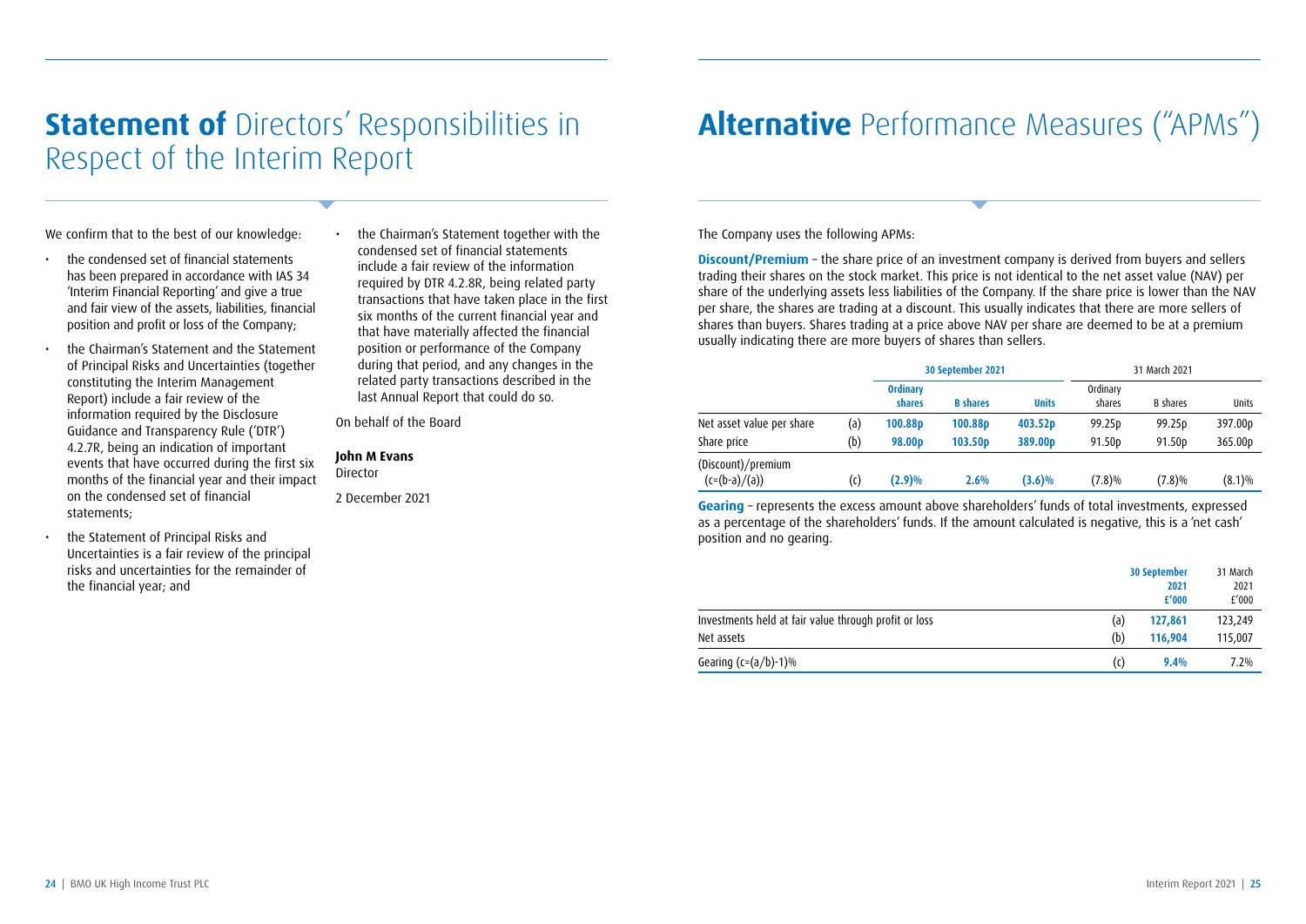# **Statement of** Directors' Responsibilities in Respect of the Interim Report

We confirm that to the best of our knowledge:

- the condensed set of financial statements has been prepared in accordance with IAS 34 'Interim Financial Reporting' and give a true and fair view of the assets, liabilities, financial position and profit or loss of the Company;
- the Chairman's Statement and the Statement of Principal Risks and Uncertainties (together constituting the Interim Management Report) include a fair review of the information required by the Disclosure Guidance and Transparency Rule ('DTR') 4.2.7R, being an indication of important events that have occurred during the first six months of the financial year and their impact on the condensed set of financial statements;
- the Statement of Principal Risks and Uncertainties is a fair review of the principal risks and uncertainties for the remainder of the financial year; and
- the Chairman's Statement together with the condensed set of financial statements include a fair review of the information required by DTR 4.2.8R, being related party transactions that have taken place in the first six months of the current financial year and that have materially affected the financial position or performance of the Company during that period, and any changes in the related party transactions described in the last Annual Report that could do so.

On behalf of the Board

**John M Evans**
Director

2 December 2021

# **Alternative** Performance Measures ("APMs")

The Company uses the following APMs:

**Discount/Premium** – the share price of an investment company is derived from buyers and sellers trading their shares on the stock market. This price is not identical to the net asset value (NAV) per share of the underlying assets less liabilities of the Company. If the share price is lower than the NAV per share, the shares are trading at a discount. This usually indicates that there are more sellers of shares than buyers. Shares trading at a price above NAV per share are deemed to be at a premium usually indicating there are more buyers of shares than sellers.

| | | 30 September 2021 | | | 31 March 2021 | | |
|---|---|---|---|---|---|---|---|
| | | Ordinary shares | B shares | Units | Ordinary shares | B shares | Units |
| Net asset value per share | (a) | 100.88p | 100.88p | 403.52p | 99.25p | 99.25p | 397.00p |
| Share price | (b) | 98.00p | 103.50p | 389.00p | 91.50p | 91.50p | 365.00p |
| (Discount)/premium (c=(b-a)/(a)) | (c) | (2.9)% | 2.6% | (3.6)% | (7.8)% | (7.8)% | (8.1)% |

**Gearing** – represents the excess amount above shareholders' funds of total investments, expressed as a percentage of the shareholders' funds. If the amount calculated is negative, this is a 'net cash' position and no gearing.

| | | 30 September 2021 £'000 | 31 March 2021 £'000 |
|---|---|---|---|
| Investments held at fair value through profit or loss | (a) | 127,861 | 123,249 |
| Net assets | (b) | 116,904 | 115,007 |
| Gearing (c=(a/b)-1)% | (c) | 9.4% | 7.2% |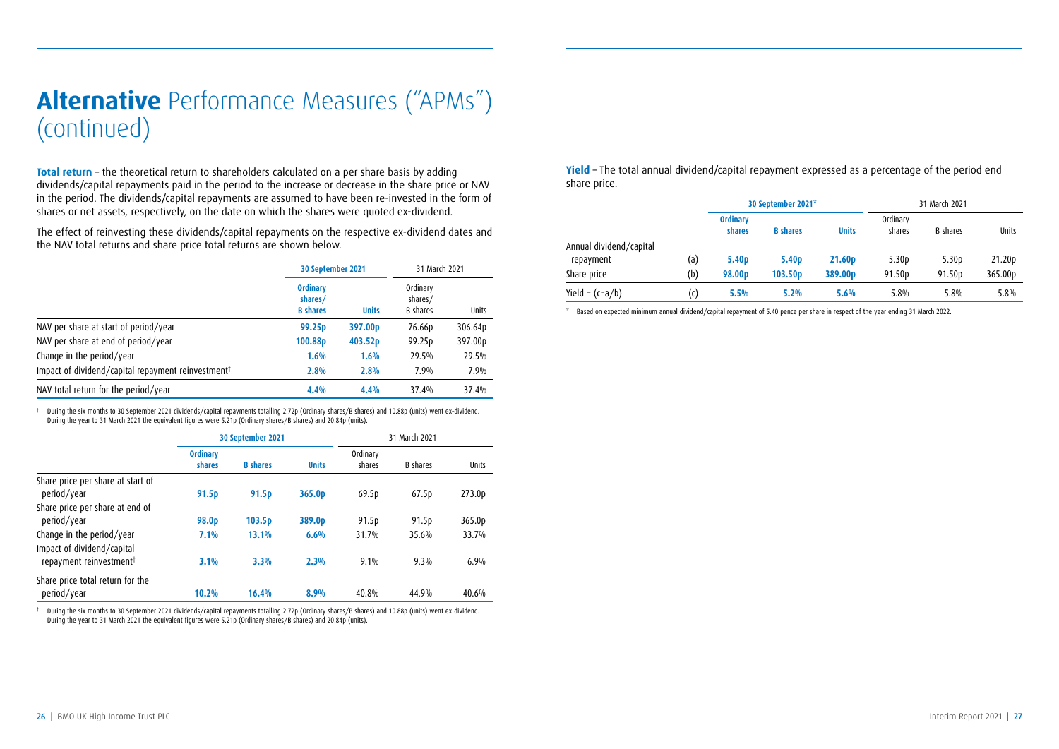# **Alternative** Performance Measures ("APMs") (continued)

**Total return** – the theoretical return to shareholders calculated on a per share basis by adding dividends/capital repayments paid in the period to the increase or decrease in the share price or NAV in the period. The dividends/capital repayments are assumed to have been re-invested in the form of shares or net assets, respectively, on the date on which the shares were quoted ex-dividend.

The effect of reinvesting these dividends/capital repayments on the respective ex-dividend dates and the NAV total returns and share price total returns are shown below.

| | 30 September 2021 | | 31 March 2021 | |
|---|---|---|---|---|
| | **Ordinary shares/ B shares** | **Units** | Ordinary shares/ B shares | Units |
| NAV per share at start of period/year | **99.25p** | **397.00p** | 76.66p | 306.64p |
| NAV per share at end of period/year | **100.88p** | **403.52p** | 99.25p | 397.00p |
| Change in the period/year | **1.6%** | **1.6%** | 29.5% | 29.5% |
| Impact of dividend/capital repayment reinvestment† | **2.8%** | **2.8%** | 7.9% | 7.9% |
| NAV total return for the period/year | **4.4%** | **4.4%** | 37.4% | 37.4% |

† During the six months to 30 September 2021 dividends/capital repayments totalling 2.72p (Ordinary shares/B shares) and 10.88p (units) went ex-dividend. During the year to 31 March 2021 the equivalent figures were 5.21p (Ordinary shares/B shares) and 20.84p (units).

| | 30 September 2021 | | | 31 March 2021 | | |
|---|---|---|---|---|---|---|
| | **Ordinary shares** | **B shares** | **Units** | Ordinary shares | B shares | Units |
| Share price per share at start of period/year | **91.5p** | **91.5p** | **365.0p** | 69.5p | 67.5p | 273.0p |
| Share price per share at end of period/year | **98.0p** | **103.5p** | **389.0p** | 91.5p | 91.5p | 365.0p |
| Change in the period/year | **7.1%** | **13.1%** | **6.6%** | 31.7% | 35.6% | 33.7% |
| Impact of dividend/capital repayment reinvestment† | **3.1%** | **3.3%** | **2.3%** | 9.1% | 9.3% | 6.9% |
| Share price total return for the period/year | **10.2%** | **16.4%** | **8.9%** | 40.8% | 44.9% | 40.6% |

† During the six months to 30 September 2021 dividends/capital repayments totalling 2.72p (Ordinary shares/B shares) and 10.88p (units) went ex-dividend. During the year to 31 March 2021 the equivalent figures were 5.21p (Ordinary shares/B shares) and 20.84p (units).

**Yield** – The total annual dividend/capital repayment expressed as a percentage of the period end share price.

| | | 30 September 2021* | | | 31 March 2021 | | |
|---|---|---|---|---|---|---|---|
| | | **Ordinary shares** | **B shares** | **Units** | Ordinary shares | B shares | Units |
| Annual dividend/capital repayment | (a) | **5.40p** | **5.40p** | **21.60p** | 5.30p | 5.30p | 21.20p |
| Share price | (b) | **98.00p** | **103.50p** | **389.00p** | 91.50p | 91.50p | 365.00p |
| Yield = (c=a/b) | (c) | **5.5%** | **5.2%** | **5.6%** | 5.8% | 5.8% | 5.8% |

\* Based on expected minimum annual dividend/capital repayment of 5.40 pence per share in respect of the year ending 31 March 2022.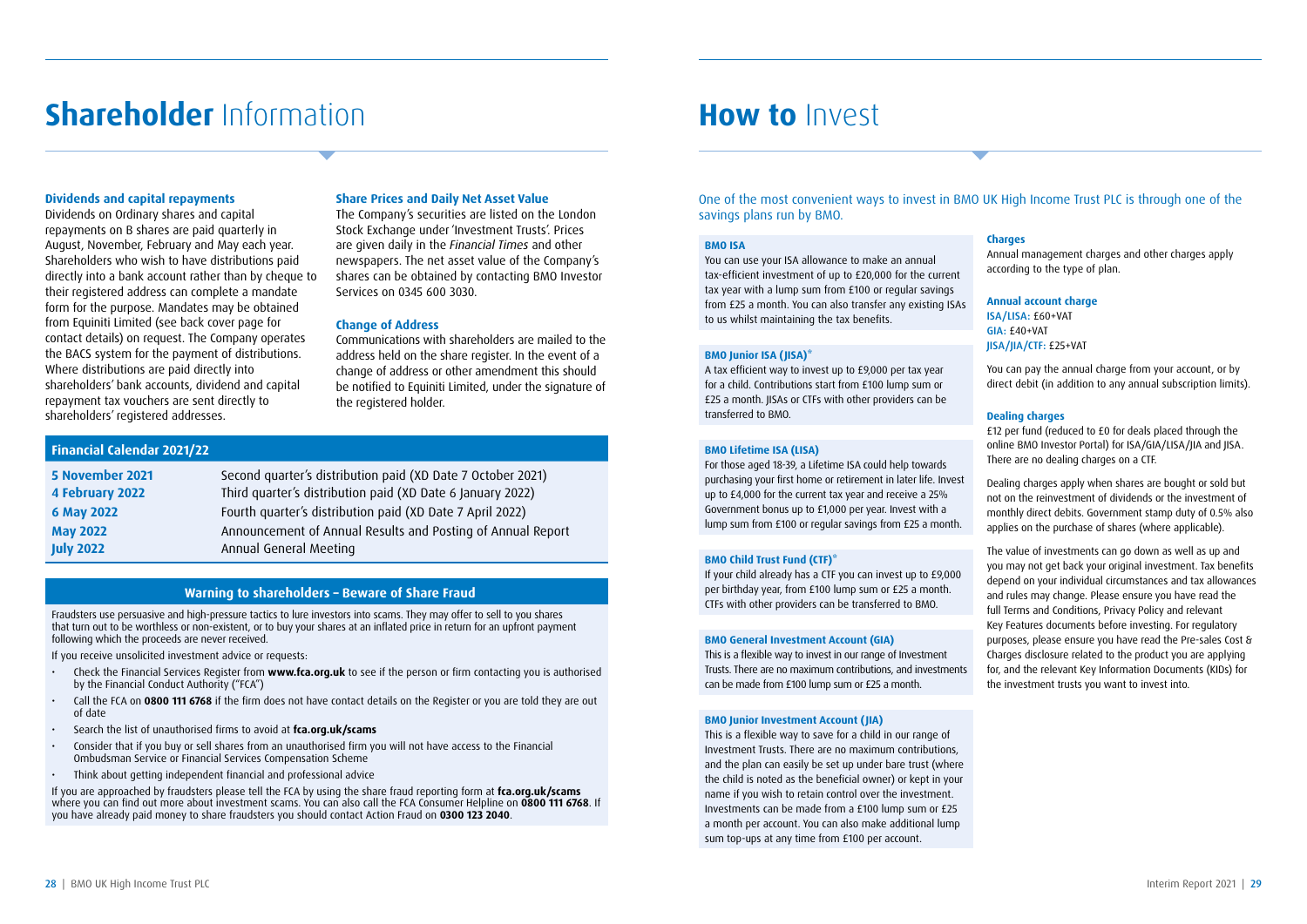# **Shareholder** Information

### Dividends and capital repayments

Dividends on Ordinary shares and capital repayments on B shares are paid quarterly in August, November, February and May each year. Shareholders who wish to have distributions paid directly into a bank account rather than by cheque to their registered address can complete a mandate form for the purpose. Mandates may be obtained from Equiniti Limited (see back cover page for contact details) on request. The Company operates the BACS system for the payment of distributions. Where distributions are paid directly into shareholders' bank accounts, dividend and capital repayment tax vouchers are sent directly to shareholders' registered addresses.

### Share Prices and Daily Net Asset Value

The Company's securities are listed on the London Stock Exchange under 'Investment Trusts'. Prices are given daily in the *Financial Times* and other newspapers. The net asset value of the Company's shares can be obtained by contacting BMO Investor Services on 0345 600 3030.

### Change of Address

Communications with shareholders are mailed to the address held on the share register. In the event of a change of address or other amendment this should be notified to Equiniti Limited, under the signature of the registered holder.

### Financial Calendar 2021/22

| | |
|---|---|
| **5 November 2021** | Second quarter's distribution paid (XD Date 7 October 2021) |
| **4 February 2022** | Third quarter's distribution paid (XD Date 6 January 2022) |
| **6 May 2022** | Fourth quarter's distribution paid (XD Date 7 April 2022) |
| **May 2022** | Announcement of Annual Results and Posting of Annual Report |
| **July 2022** | Annual General Meeting |

### Warning to shareholders – Beware of Share Fraud

Fraudsters use persuasive and high-pressure tactics to lure investors into scams. They may offer to sell to you shares that turn out to be worthless or non-existent, or to buy your shares at an inflated price in return for an upfront payment following which the proceeds are never received.

If you receive unsolicited investment advice or requests:

- Check the Financial Services Register from **www.fca.org.uk** to see if the person or firm contacting you is authorised by the Financial Conduct Authority ("FCA")
- Call the FCA on **0800 111 6768** if the firm does not have contact details on the Register or you are told they are out of date
- Search the list of unauthorised firms to avoid at **fca.org.uk/scams**
- Consider that if you buy or sell shares from an unauthorised firm you will not have access to the Financial Ombudsman Service or Financial Services Compensation Scheme
- Think about getting independent financial and professional advice

If you are approached by fraudsters please tell the FCA by using the share fraud reporting form at **fca.org.uk/scams** where you can find out more about investment scams. You can also call the FCA Consumer Helpline on **0800 111 6768**. If you have already paid money to share fraudsters you should contact Action Fraud on **0300 123 2040**.

# **How to** Invest

One of the most convenient ways to invest in BMO UK High Income Trust PLC is through one of the savings plans run by BMO.

### BMO ISA

You can use your ISA allowance to make an annual tax-efficient investment of up to £20,000 for the current tax year with a lump sum from £100 or regular savings from £25 a month. You can also transfer any existing ISAs to us whilst maintaining the tax benefits.

### BMO Junior ISA (JISA)*

A tax efficient way to invest up to £9,000 per tax year for a child. Contributions start from £100 lump sum or £25 a month. JISAs or CTFs with other providers can be transferred to BMO.

### BMO Lifetime ISA (LISA)

For those aged 18-39, a Lifetime ISA could help towards purchasing your first home or retirement in later life. Invest up to £4,000 for the current tax year and receive a 25% Government bonus up to £1,000 per year. Invest with a lump sum from £100 or regular savings from £25 a month.

### BMO Child Trust Fund (CTF)*

If your child already has a CTF you can invest up to £9,000 per birthday year, from £100 lump sum or £25 a month. CTFs with other providers can be transferred to BMO.

### BMO General Investment Account (GIA)

This is a flexible way to invest in our range of Investment Trusts. There are no maximum contributions, and investments can be made from £100 lump sum or £25 a month.

### BMO Junior Investment Account (JIA)

This is a flexible way to save for a child in our range of Investment Trusts. There are no maximum contributions, and the plan can easily be set up under bare trust (where the child is noted as the beneficial owner) or kept in your name if you wish to retain control over the investment. Investments can be made from a £100 lump sum or £25 a month per account. You can also make additional lump sum top-ups at any time from £100 per account.

### Charges

Annual management charges and other charges apply according to the type of plan.

### Annual account charge

**ISA/LISA:** £60+VAT
**GIA:** £40+VAT
**JISA/JIA/CTF:** £25+VAT

You can pay the annual charge from your account, or by direct debit (in addition to any annual subscription limits).

### Dealing charges

£12 per fund (reduced to £0 for deals placed through the online BMO Investor Portal) for ISA/GIA/LISA/JIA and JISA. There are no dealing charges on a CTF.

Dealing charges apply when shares are bought or sold but not on the reinvestment of dividends or the investment of monthly direct debits. Government stamp duty of 0.5% also applies on the purchase of shares (where applicable).

The value of investments can go down as well as up and you may not get back your original investment. Tax benefits depend on your individual circumstances and tax allowances and rules may change. Please ensure you have read the full Terms and Conditions, Privacy Policy and relevant Key Features documents before investing. For regulatory purposes, please ensure you have read the Pre-sales Cost & Charges disclosure related to the product you are applying for, and the relevant Key Information Documents (KIDs) for the investment trusts you want to invest into.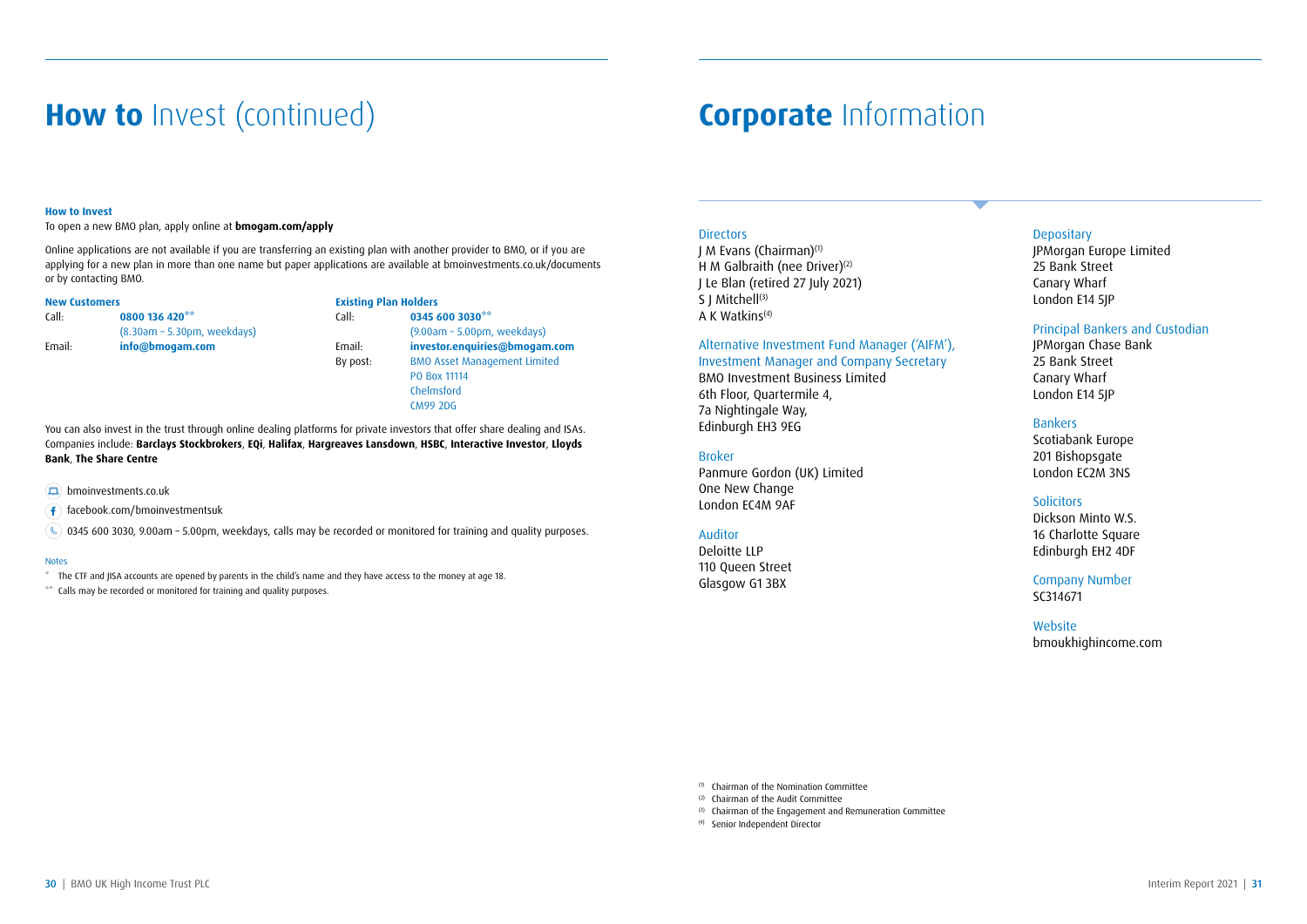# **How to** Invest (continued)

**How to Invest**

To open a new BMO plan, apply online at **bmogam.com/apply**

Online applications are not available if you are transferring an existing plan with another provider to BMO, or if you are applying for a new plan in more than one name but paper applications are available at bmoinvestments.co.uk/documents or by contacting BMO.

**New Customers**

| | |
|---|---|
| Call: | **0800 136 420**** (8.30am – 5.30pm, weekdays) |
| Email: | **info@bmogam.com** |

**Existing Plan Holders**

| | |
|---|---|
| Call: | **0345 600 3030**** (9.00am – 5.00pm, weekdays) |
| Email: | **investor.enquiries@bmogam.com** |
| By post: | BMO Asset Management Limited PO Box 11114 Chelmsford CM99 2DG |

You can also invest in the trust through online dealing platforms for private investors that offer share dealing and ISAs. Companies include: **Barclays Stockbrokers**, **EQi**, **Halifax**, **Hargreaves Lansdown**, **HSBC**, **Interactive Investor**, **Lloyds Bank**, **The Share Centre**

bmoinvestments.co.uk

facebook.com/bmoinvestmentsuk

0345 600 3030, 9.00am – 5.00pm, weekdays, calls may be recorded or monitored for training and quality purposes.

Notes

\* The CTF and JISA accounts are opened by parents in the child's name and they have access to the money at age 18.

** Calls may be recorded or monitored for training and quality purposes.

# **Corporate** Information

**Directors**

J M Evans (Chairman)[1]
H M Galbraith (nee Driver)[2]
J Le Blan (retired 27 July 2021)
S J Mitchell[3]
A K Watkins[4]

**Alternative Investment Fund Manager ('AIFM'), Investment Manager and Company Secretary**

BMO Investment Business Limited
6th Floor, Quartermile 4,
7a Nightingale Way,
Edinburgh EH3 9EG

**Broker**

Panmure Gordon (UK) Limited
One New Change
London EC4M 9AF

**Auditor**

Deloitte LLP
110 Queen Street
Glasgow G1 3BX

**Depositary**

JPMorgan Europe Limited
25 Bank Street
Canary Wharf
London E14 5JP

**Principal Bankers and Custodian**

JPMorgan Chase Bank
25 Bank Street
Canary Wharf
London E14 5JP

**Bankers**

Scotiabank Europe
201 Bishopsgate
London EC2M 3NS

**Solicitors**

Dickson Minto W.S.
16 Charlotte Square
Edinburgh EH2 4DF

**Company Number**

SC314671

**Website**

bmoukhighincome.com

[1] Chairman of the Nomination Committee
[2] Chairman of the Audit Committee
[3] Chairman of the Engagement and Remuneration Committee
[4] Senior Independent Director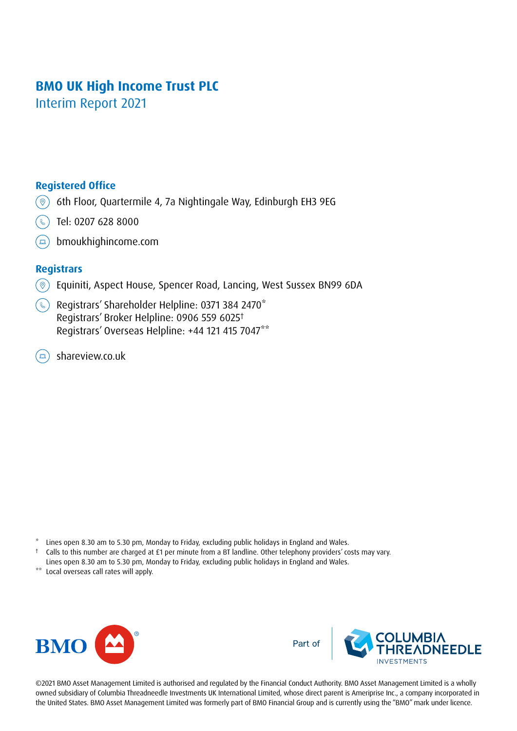# BMO UK High Income Trust PLC

Interim Report 2021

## Registered Office

6th Floor, Quartermile 4, 7a Nightingale Way, Edinburgh EH3 9EG

Tel: 0207 628 8000

bmoukhighincome.com

## Registrars

Equiniti, Aspect House, Spencer Road, Lancing, West Sussex BN99 6DA

Registrars' Shareholder Helpline: 0371 384 2470*
Registrars' Broker Helpline: 0906 559 6025†
Registrars' Overseas Helpline: +44 121 415 7047**

shareview.co.uk

\* Lines open 8.30 am to 5.30 pm, Monday to Friday, excluding public holidays in England and Wales.
† Calls to this number are charged at £1 per minute from a BT landline. Other telephony providers' costs may vary. Lines open 8.30 am to 5.30 pm, Monday to Friday, excluding public holidays in England and Wales.
\** Local overseas call rates will apply.

BMO®

Part of COLUMBIA THREADNEEDLE INVESTMENTS

©2021 BMO Asset Management Limited is authorised and regulated by the Financial Conduct Authority. BMO Asset Management Limited is a wholly owned subsidiary of Columbia Threadneedle Investments UK International Limited, whose direct parent is Ameriprise Inc., a company incorporated in the United States. BMO Asset Management Limited was formerly part of BMO Financial Group and is currently using the "BMO" mark under licence.